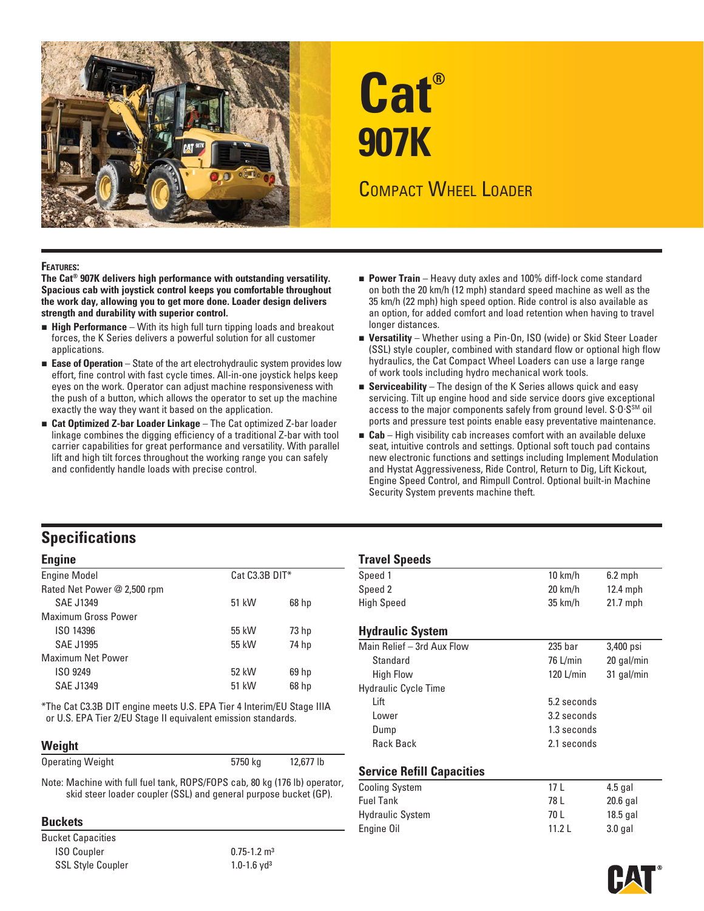# Cat® 907K

## Compact Wheel Loader

**Features:**

**The Cat® 907K delivers high performance with outstanding versatility. Spacious cab with joystick control keeps you comfortable throughout the work day, allowing you to get more done. Loader design delivers strength and durability with superior control.**

- **High Performance** – With its high full turn tipping loads and breakout forces, the K Series delivers a powerful solution for all customer applications.
- **Ease of Operation** – State of the art electrohydraulic system provides low effort, fine control with fast cycle times. All-in-one joystick helps keep eyes on the work. Operator can adjust machine responsiveness with the push of a button, which allows the operator to set up the machine exactly the way they want it based on the application.
- **Cat Optimized Z-bar Loader Linkage** – The Cat optimized Z-bar loader linkage combines the digging efficiency of a traditional Z-bar with tool carrier capabilities for great performance and versatility. With parallel lift and high tilt forces throughout the working range you can safely and confidently handle loads with precise control.
- **Power Train** – Heavy duty axles and 100% diff-lock come standard on both the 20 km/h (12 mph) standard speed machine as well as the 35 km/h (22 mph) high speed option. Ride control is also available as an option, for added comfort and load retention when having to travel longer distances.
- **Versatility** – Whether using a Pin-On, ISO (wide) or Skid Steer Loader (SSL) style coupler, combined with standard flow or optional high flow hydraulics, the Cat Compact Wheel Loaders can use a large range of work tools including hydro mechanical work tools.
- **Serviceability** – The design of the K Series allows quick and easy servicing. Tilt up engine hood and side service doors give exceptional access to the major components safely from ground level. S·O·S℠ oil ports and pressure test points enable easy preventative maintenance.
- **Cab** – High visibility cab increases comfort with an available deluxe seat, intuitive controls and settings. Optional soft touch pad contains new electronic functions and settings including Implement Modulation and Hystat Aggressiveness, Ride Control, Return to Dig, Lift Kickout, Engine Speed Control, and Rimpull Control. Optional built-in Machine Security System prevents machine theft.

## Specifications

### Engine

| | | |
|---|---|---|
| Engine Model | Cat C3.3B DIT* | |
| Rated Net Power @ 2,500 rpm | | |
| SAE J1349 | 51 kW | 68 hp |
| Maximum Gross Power | | |
| ISO 14396 | 55 kW | 73 hp |
| SAE J1995 | 55 kW | 74 hp |
| Maximum Net Power | | |
| ISO 9249 | 52 kW | 69 hp |
| SAE J1349 | 51 kW | 68 hp |

*The Cat C3.3B DIT engine meets U.S. EPA Tier 4 Interim/EU Stage IIIA or U.S. EPA Tier 2/EU Stage II equivalent emission standards.

### Weight

| | | |
|---|---|---|
| Operating Weight | 5750 kg | 12,677 lb |

Note: Machine with full fuel tank, ROPS/FOPS cab, 80 kg (176 lb) operator, skid steer loader coupler (SSL) and general purpose bucket (GP).

### Buckets

| | |
|---|---|
| Bucket Capacities | |
| ISO Coupler | 0.75-1.2 m³ |
| SSL Style Coupler | 1.0-1.6 yd³ |

### Travel Speeds

| | | |
|---|---|---|
| Speed 1 | 10 km/h | 6.2 mph |
| Speed 2 | 20 km/h | 12.4 mph |
| High Speed | 35 km/h | 21.7 mph |

### Hydraulic System

| | | |
|---|---|---|
| Main Relief – 3rd Aux Flow | 235 bar | 3,400 psi |
| Standard | 76 L/min | 20 gal/min |
| High Flow | 120 L/min | 31 gal/min |
| Hydraulic Cycle Time | | |
| Lift | 5.2 seconds | |
| Lower | 3.2 seconds | |
| Dump | 1.3 seconds | |
| Rack Back | 2.1 seconds | |

### Service Refill Capacities

| | | |
|---|---|---|
| Cooling System | 17 L | 4.5 gal |
| Fuel Tank | 78 L | 20.6 gal |
| Hydraulic System | 70 L | 18.5 gal |
| Engine Oil | 11.2 L | 3.0 gal |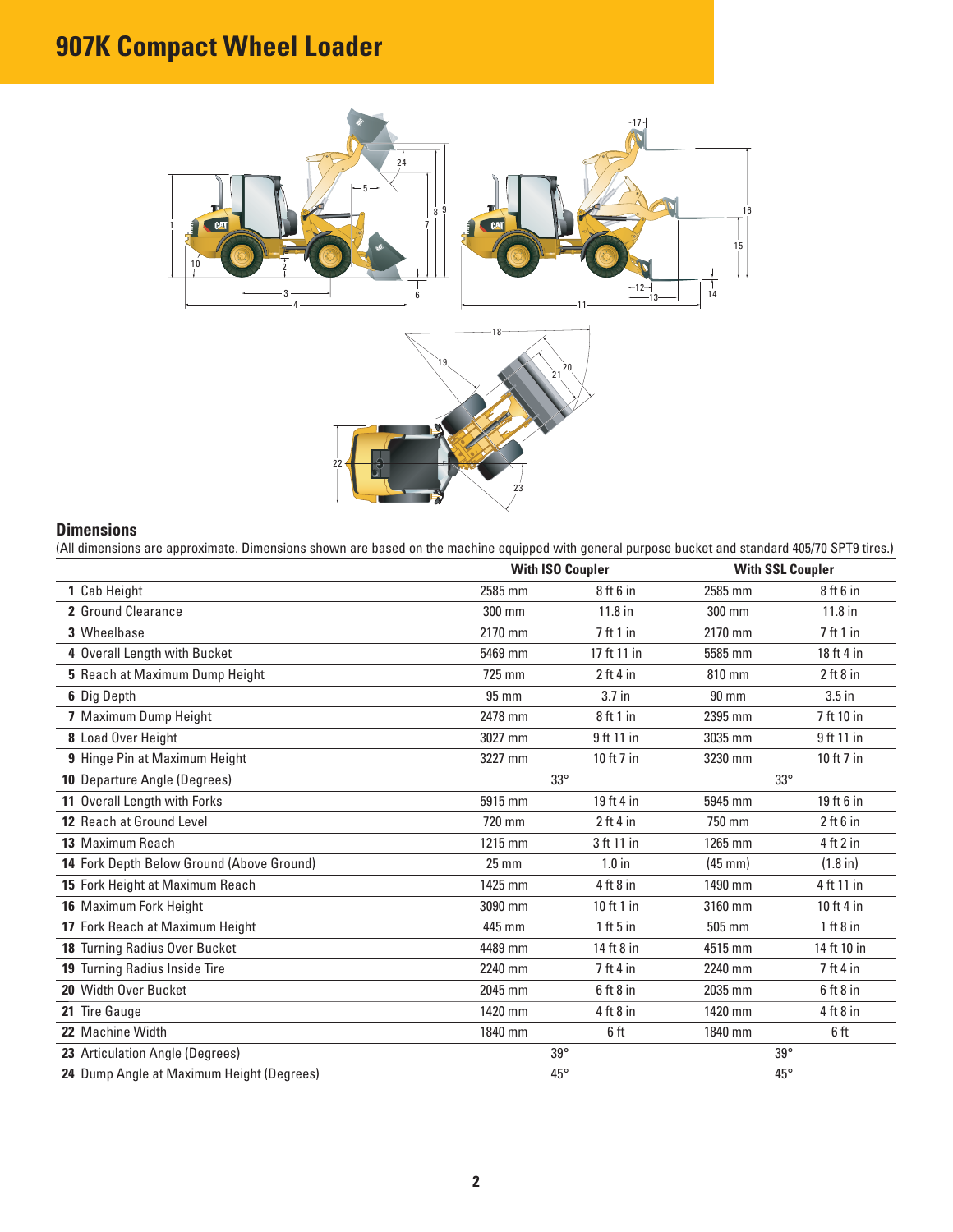# 907K Compact Wheel Loader

## Dimensions

(All dimensions are approximate. Dimensions shown are based on the machine equipped with general purpose bucket and standard 405/70 SPT9 tires.)

| | With ISO Coupler | | With SSL Coupler | |
|---|---|---|---|---|
| **1** Cab Height | 2585 mm | 8 ft 6 in | 2585 mm | 8 ft 6 in |
| **2** Ground Clearance | 300 mm | 11.8 in | 300 mm | 11.8 in |
| **3** Wheelbase | 2170 mm | 7 ft 1 in | 2170 mm | 7 ft 1 in |
| **4** Overall Length with Bucket | 5469 mm | 17 ft 11 in | 5585 mm | 18 ft 4 in |
| **5** Reach at Maximum Dump Height | 725 mm | 2 ft 4 in | 810 mm | 2 ft 8 in |
| **6** Dig Depth | 95 mm | 3.7 in | 90 mm | 3.5 in |
| **7** Maximum Dump Height | 2478 mm | 8 ft 1 in | 2395 mm | 7 ft 10 in |
| **8** Load Over Height | 3027 mm | 9 ft 11 in | 3035 mm | 9 ft 11 in |
| **9** Hinge Pin at Maximum Height | 3227 mm | 10 ft 7 in | 3230 mm | 10 ft 7 in |
| **10** Departure Angle (Degrees) | 33° | | 33° | |
| **11** Overall Length with Forks | 5915 mm | 19 ft 4 in | 5945 mm | 19 ft 6 in |
| **12** Reach at Ground Level | 720 mm | 2 ft 4 in | 750 mm | 2 ft 6 in |
| **13** Maximum Reach | 1215 mm | 3 ft 11 in | 1265 mm | 4 ft 2 in |
| **14** Fork Depth Below Ground (Above Ground) | 25 mm | 1.0 in | (45 mm) | (1.8 in) |
| **15** Fork Height at Maximum Reach | 1425 mm | 4 ft 8 in | 1490 mm | 4 ft 11 in |
| **16** Maximum Fork Height | 3090 mm | 10 ft 1 in | 3160 mm | 10 ft 4 in |
| **17** Fork Reach at Maximum Height | 445 mm | 1 ft 5 in | 505 mm | 1 ft 8 in |
| **18** Turning Radius Over Bucket | 4489 mm | 14 ft 8 in | 4515 mm | 14 ft 10 in |
| **19** Turning Radius Inside Tire | 2240 mm | 7 ft 4 in | 2240 mm | 7 ft 4 in |
| **20** Width Over Bucket | 2045 mm | 6 ft 8 in | 2035 mm | 6 ft 8 in |
| **21** Tire Gauge | 1420 mm | 4 ft 8 in | 1420 mm | 4 ft 8 in |
| **22** Machine Width | 1840 mm | 6 ft | 1840 mm | 6 ft |
| **23** Articulation Angle (Degrees) | 39° | | 39° | |
| **24** Dump Angle at Maximum Height (Degrees) | 45° | | 45° | |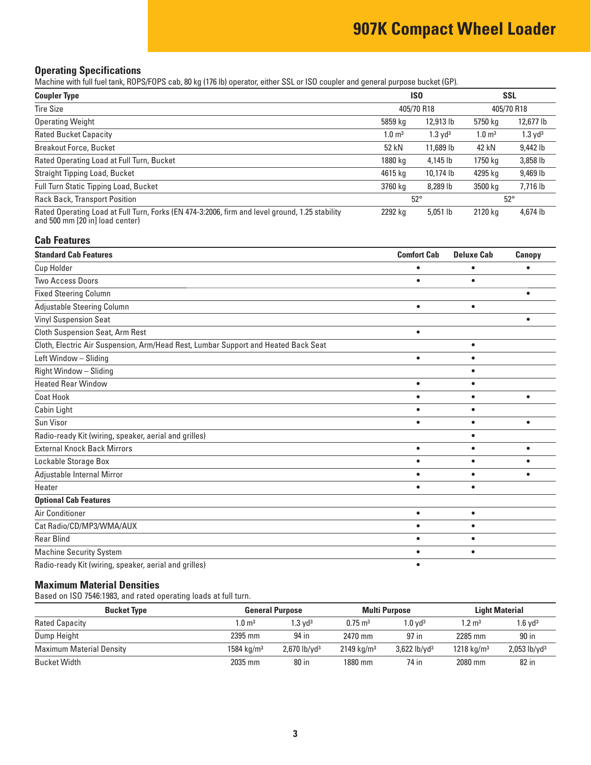# 907K Compact Wheel Loader

## Operating Specifications

Machine with full fuel tank, ROPS/FOPS cab, 80 kg (176 lb) operator, either SSL or ISO coupler and general purpose bucket (GP).

| Coupler Type | ISO | | SSL | |
|---|---|---|---|---|
| Tire Size | 405/70 R18 | | 405/70 R18 | |
| Operating Weight | 5859 kg | 12,913 lb | 5750 kg | 12,677 lb |
| Rated Bucket Capacity | 1.0 m³ | 1.3 yd³ | 1.0 m³ | 1.3 yd³ |
| Breakout Force, Bucket | 52 kN | 11,689 lb | 42 kN | 9,442 lb |
| Rated Operating Load at Full Turn, Bucket | 1880 kg | 4,145 lb | 1750 kg | 3,858 lb |
| Straight Tipping Load, Bucket | 4615 kg | 10,174 lb | 4295 kg | 9,469 lb |
| Full Turn Static Tipping Load, Bucket | 3760 kg | 8,289 lb | 3500 kg | 7,716 lb |
| Rack Back, Transport Position | 52° | | 52° | |
| Rated Operating Load at Full Turn, Forks (EN 474-3:2006, firm and level ground, 1.25 stability and 500 mm [20 in] load center) | 2292 kg | 5,051 lb | 2120 kg | 4,674 lb |

## Cab Features

| Standard Cab Features | Comfort Cab | Deluxe Cab | Canopy |
|---|---|---|---|
| Cup Holder | • | • | • |
| Two Access Doors | • | • | |
| Fixed Steering Column | | | • |
| Adjustable Steering Column | • | • | |
| Vinyl Suspension Seat | | | • |
| Cloth Suspension Seat, Arm Rest | • | | |
| Cloth, Electric Air Suspension, Arm/Head Rest, Lumbar Support and Heated Back Seat | | • | |
| Left Window – Sliding | • | • | |
| Right Window – Sliding | | • | |
| Heated Rear Window | • | • | |
| Coat Hook | • | • | • |
| Cabin Light | • | • | |
| Sun Visor | • | • | • |
| Radio-ready Kit (wiring, speaker, aerial and grilles) | | • | |
| External Knock Back Mirrors | • | • | • |
| Lockable Storage Box | • | • | • |
| Adjustable Internal Mirror | • | • | • |
| Heater | • | • | |
| **Optional Cab Features** | | | |
| Air Conditioner | • | • | |
| Cat Radio/CD/MP3/WMA/AUX | • | • | |
| Rear Blind | • | • | |
| Machine Security System | • | • | |
| Radio-ready Kit (wiring, speaker, aerial and grilles) | • | | |

## Maximum Material Densities

Based on ISO 7546:1983, and rated operating loads at full turn.

| Bucket Type | General Purpose | | Multi Purpose | | Light Material | |
|---|---|---|---|---|---|---|
| Rated Capacity | 1.0 m³ | 1.3 yd³ | 0.75 m³ | 1.0 yd³ | 1.2 m³ | 1.6 yd³ |
| Dump Height | 2395 mm | 94 in | 2470 mm | 97 in | 2285 mm | 90 in |
| Maximum Material Density | 1584 kg/m³ | 2,670 lb/yd³ | 2149 kg/m³ | 3,622 lb/yd³ | 1218 kg/m³ | 2,053 lb/yd³ |
| Bucket Width | 2035 mm | 80 in | 1880 mm | 74 in | 2080 mm | 82 in |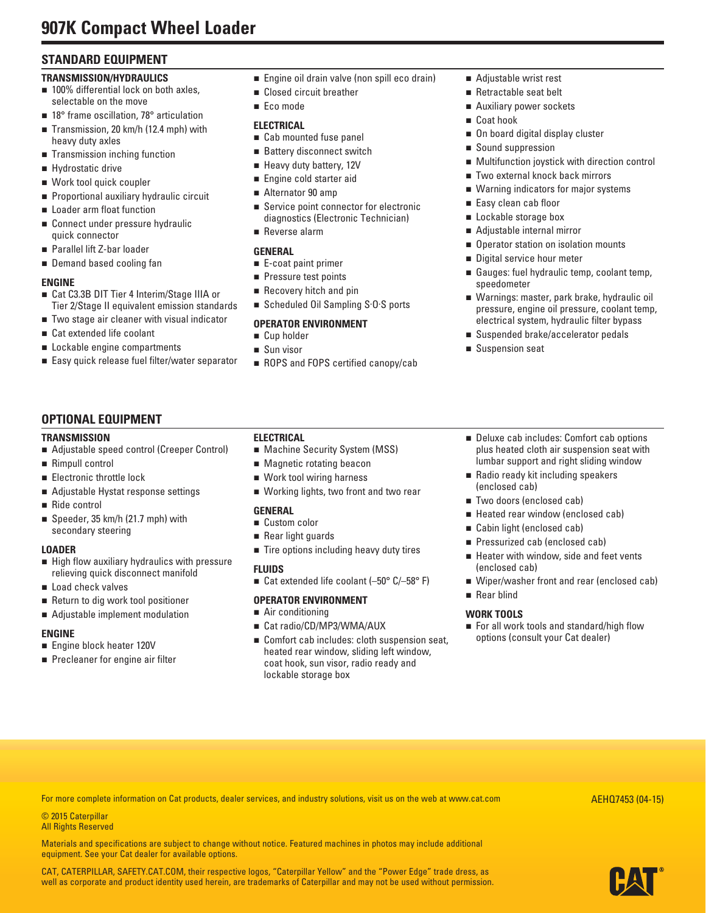# 907K Compact Wheel Loader

## STANDARD EQUIPMENT

### TRANSMISSION/HYDRAULICS

- 100% differential lock on both axles, selectable on the move
- 18° frame oscillation, 78° articulation
- Transmission, 20 km/h (12.4 mph) with heavy duty axles
- Transmission inching function
- Hydrostatic drive
- Work tool quick coupler
- Proportional auxiliary hydraulic circuit
- Loader arm float function
- Connect under pressure hydraulic quick connector
- Parallel lift Z-bar loader
- Demand based cooling fan

### ENGINE

- Cat C3.3B DIT Tier 4 Interim/Stage IIIA or Tier 2/Stage II equivalent emission standards
- Two stage air cleaner with visual indicator
- Cat extended life coolant
- Lockable engine compartments
- Easy quick release fuel filter/water separator
- Engine oil drain valve (non spill eco drain)
- Closed circuit breather
- Eco mode

### ELECTRICAL

- Cab mounted fuse panel
- Battery disconnect switch
- Heavy duty battery, 12V
- Engine cold starter aid
- Alternator 90 amp
- Service point connector for electronic diagnostics (Electronic Technician)
- Reverse alarm

### GENERAL

- E-coat paint primer
- Pressure test points
- Recovery hitch and pin
- Scheduled Oil Sampling S·O·S ports

### OPERATOR ENVIRONMENT

- Cup holder
- Sun visor
- ROPS and FOPS certified canopy/cab
- Adjustable wrist rest
- Retractable seat belt
- Auxiliary power sockets
- Coat hook
- On board digital display cluster
- Sound suppression
- Multifunction joystick with direction control
- Two external knock back mirrors
- Warning indicators for major systems
- Easy clean cab floor
- Lockable storage box
- Adjustable internal mirror
- Operator station on isolation mounts
- Digital service hour meter
- Gauges: fuel hydraulic temp, coolant temp, speedometer
- Warnings: master, park brake, hydraulic oil pressure, engine oil pressure, coolant temp, electrical system, hydraulic filter bypass
- Suspended brake/accelerator pedals
- Suspension seat

## OPTIONAL EQUIPMENT

### TRANSMISSION

- Adjustable speed control (Creeper Control)
- Rimpull control
- Electronic throttle lock
- Adjustable Hystat response settings
- Ride control
- Speeder, 35 km/h (21.7 mph) with secondary steering

### LOADER

- High flow auxiliary hydraulics with pressure relieving quick disconnect manifold
- Load check valves
- Return to dig work tool positioner
- Adjustable implement modulation

### ENGINE

- Engine block heater 120V
- Precleaner for engine air filter

### ELECTRICAL

- Machine Security System (MSS)
- Magnetic rotating beacon
- Work tool wiring harness
- Working lights, two front and two rear

### GENERAL

- Custom color
- Rear light guards
- Tire options including heavy duty tires

### FLUIDS

- Cat extended life coolant (–50° C/–58° F)

### OPERATOR ENVIRONMENT

- Air conditioning
- Cat radio/CD/MP3/WMA/AUX
- Comfort cab includes: cloth suspension seat, heated rear window, sliding left window, coat hook, sun visor, radio ready and lockable storage box
- Deluxe cab includes: Comfort cab options plus heated cloth air suspension seat with lumbar support and right sliding window
- Radio ready kit including speakers (enclosed cab)
- Two doors (enclosed cab)
- Heated rear window (enclosed cab)
- Cabin light (enclosed cab)
- Pressurized cab (enclosed cab)
- Heater with window, side and feet vents (enclosed cab)
- Wiper/washer front and rear (enclosed cab)
- Rear blind

### WORK TOOLS

- For all work tools and standard/high flow options (consult your Cat dealer)

For more complete information on Cat products, dealer services, and industry solutions, visit us on the web at www.cat.com

AEHQ7453 (04-15)

© 2015 Caterpillar
All Rights Reserved

Materials and specifications are subject to change without notice. Featured machines in photos may include additional equipment. See your Cat dealer for available options.

CAT, CATERPILLAR, SAFETY.CAT.COM, their respective logos, "Caterpillar Yellow" and the "Power Edge" trade dress, as well as corporate and product identity used herein, are trademarks of Caterpillar and may not be used without permission.